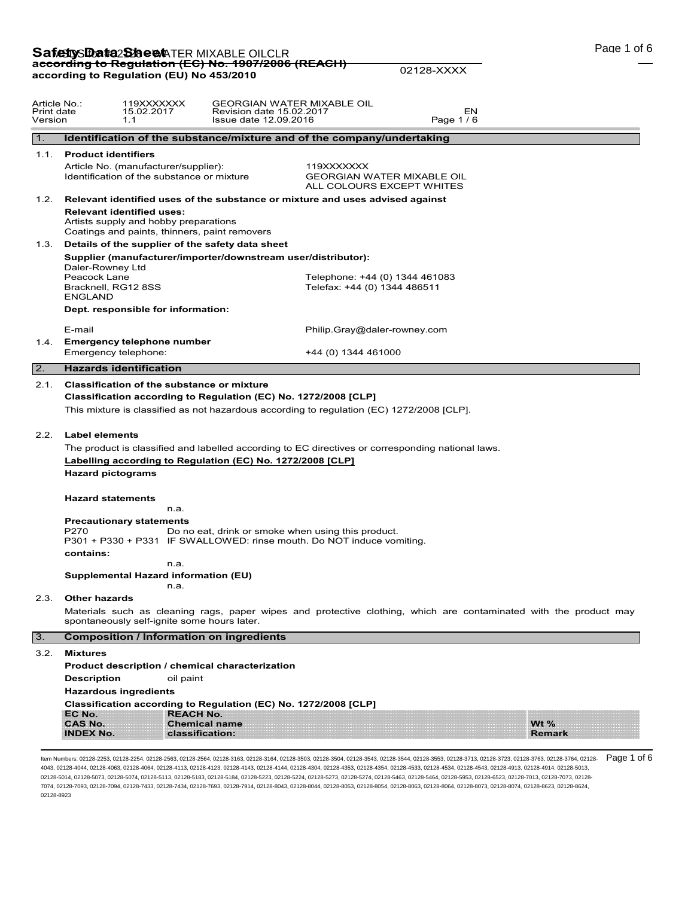# Safety Data Sheet

**according to Regulation (EC) No. 1907/2006 (REACH)**
**according to Regulation (EU) No 453/2010**

02128-XXXX

| Article No.: | 119XXXXXXX | GEORGIAN WATER MIXABLE OIL | |
|---|---|---|---|
| Print date | 15.02.2017 | Revision date 15.02.2017 | EN |
| Version | 1.1 | Issue date 12.09.2016 | Page 1 / 6 |

## 1. Identification of the substance/mixture and of the company/undertaking

### 1.1. Product identifiers

Article No. (manufacturer/supplier): 119XXXXXXX

Identification of the substance or mixture: GEORGIAN WATER MIXABLE OIL
ALL COLOURS EXCEPT WHITES

### 1.2. Relevant identified uses of the substance or mixture and uses advised against

**Relevant identified uses:**
Artists supply and hobby preparations
Coatings and paints, thinners, paint removers

### 1.3. Details of the supplier of the safety data sheet

**Supplier (manufacturer/importer/downstream user/distributor):**

Daler-Rowney Ltd
Peacock Lane
Bracknell, RG12 8SS
ENGLAND

Telephone: +44 (0) 1344 461083
Telefax: +44 (0) 1344 486511

**Dept. responsible for information:**

E-mail: Philip.Gray@daler-rowney.com

### 1.4. Emergency telephone number

Emergency telephone: +44 (0) 1344 461000

## 2. Hazards identification

### 2.1. Classification of the substance or mixture

**Classification according to Regulation (EC) No. 1272/2008 [CLP]**

This mixture is classified as not hazardous according to regulation (EC) 1272/2008 [CLP].

### 2.2. Label elements

The product is classified and labelled according to EC directives or corresponding national laws.

**Labelling according to Regulation (EC) No. 1272/2008 [CLP]**

**Hazard pictograms**

**Hazard statements**

n.a.

**Precautionary statements**

P270 Do no eat, drink or smoke when using this product.
P301 + P330 + P331 IF SWALLOWED: rinse mouth. Do NOT induce vomiting.

**contains:**

n.a.

**Supplemental Hazard information (EU)**

n.a.

### 2.3. Other hazards

Materials such as cleaning rags, paper wipes and protective clothing, which are contaminated with the product may spontaneously self-ignite some hours later.

## 3. Composition / Information on ingredients

### 3.2. Mixtures

**Product description / chemical characterization**

**Description** oil paint

**Hazardous ingredients**

**Classification according to Regulation (EC) No. 1272/2008 [CLP]**

| EC No.<br>CAS No.<br>INDEX No. | REACH No.<br>Chemical name<br>classification: | Wt %<br>Remark |
|---|---|---|

Item Numbers: 02128-2253, 02128-2254, 02128-2563, 02128-2564, 02128-3163, 02128-3164, 02128-3503, 02128-3504, 02128-3543, 02128-3544, 02128-3553, 02128-3713, 02128-3723, 02128-3763, 02128-3764, 02128-4043, 02128-4044, 02128-4063, 02128-4064, 02128-4113, 02128-4123, 02128-4143, 02128-4144, 02128-4304, 02128-4353, 02128-4354, 02128-4533, 02128-4534, 02128-4543, 02128-4913, 02128-4914, 02128-5013, 02128-5014, 02128-5073, 02128-5074, 02128-5113, 02128-5183, 02128-5184, 02128-5223, 02128-5224, 02128-5273, 02128-5274, 02128-5463, 02128-5464, 02128-5953, 02128-6523, 02128-7013, 02128-7073, 02128-7074, 02128-7093, 02128-7094, 02128-7433, 02128-7434, 02128-7693, 02128-7914, 02128-8043, 02128-8044, 02128-8053, 02128-8054, 02128-8063, 02128-8064, 02128-8073, 02128-8074, 02128-8623, 02128-8624, 02128-8923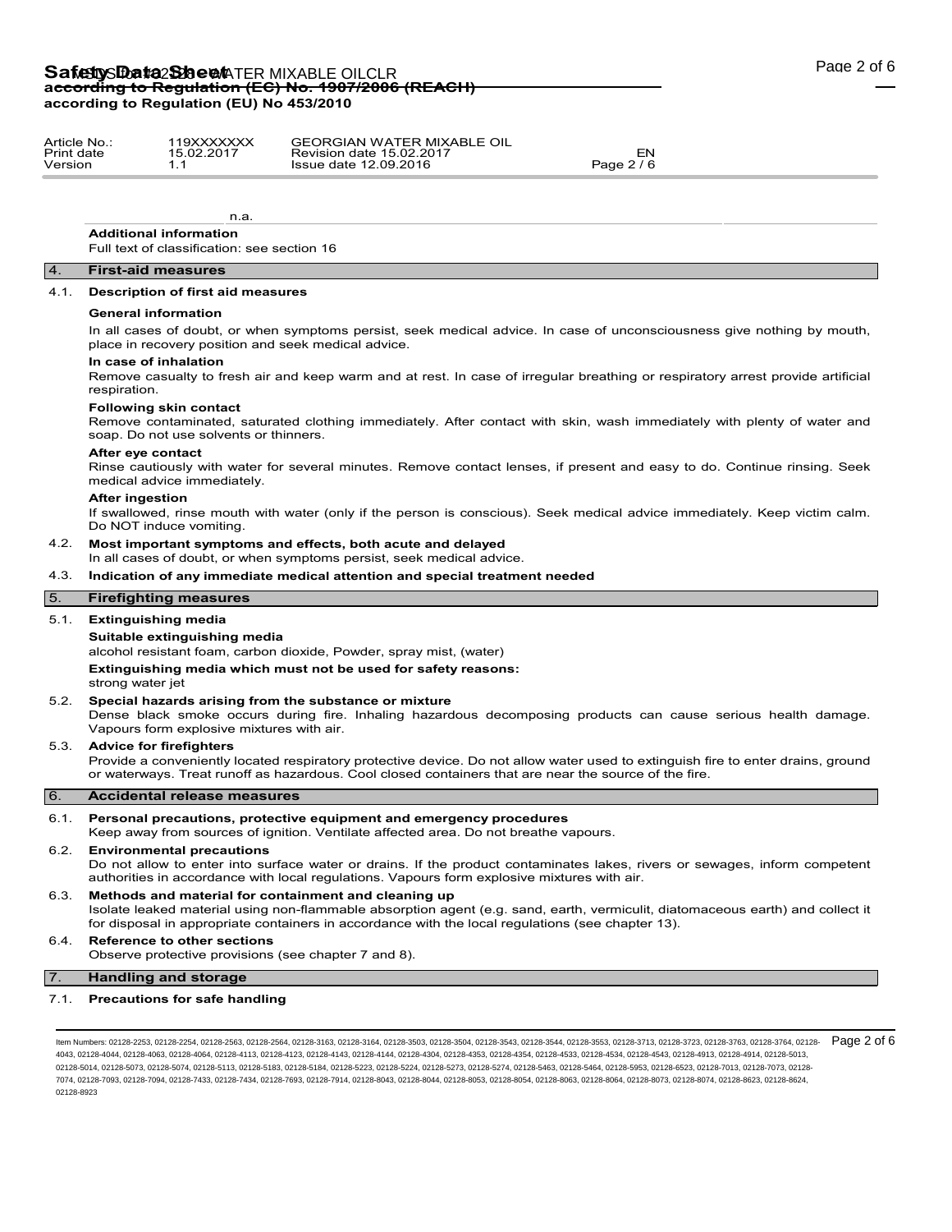n.a.

**Additional information**

Full text of classification: see section 16

## 4. First-aid measures

### 4.1. Description of first aid measures

**General information**

In all cases of doubt, or when symptoms persist, seek medical advice. In case of unconsciousness give nothing by mouth, place in recovery position and seek medical advice.

**In case of inhalation**

Remove casualty to fresh air and keep warm and at rest. In case of irregular breathing or respiratory arrest provide artificial respiration.

**Following skin contact**

Remove contaminated, saturated clothing immediately. After contact with skin, wash immediately with plenty of water and soap. Do not use solvents or thinners.

**After eye contact**

Rinse cautiously with water for several minutes. Remove contact lenses, if present and easy to do. Continue rinsing. Seek medical advice immediately.

**After ingestion**

If swallowed, rinse mouth with water (only if the person is conscious). Seek medical advice immediately. Keep victim calm. Do NOT induce vomiting.

### 4.2. Most important symptoms and effects, both acute and delayed

In all cases of doubt, or when symptoms persist, seek medical advice.

### 4.3. Indication of any immediate medical attention and special treatment needed

## 5. Firefighting measures

### 5.1. Extinguishing media

**Suitable extinguishing media**

alcohol resistant foam, carbon dioxide, Powder, spray mist, (water)

**Extinguishing media which must not be used for safety reasons:**

strong water jet

### 5.2. Special hazards arising from the substance or mixture

Dense black smoke occurs during fire. Inhaling hazardous decomposing products can cause serious health damage. Vapours form explosive mixtures with air.

### 5.3. Advice for firefighters

Provide a conveniently located respiratory protective device. Do not allow water used to extinguish fire to enter drains, ground or waterways. Treat runoff as hazardous. Cool closed containers that are near the source of the fire.

## 6. Accidental release measures

### 6.1. Personal precautions, protective equipment and emergency procedures

Keep away from sources of ignition. Ventilate affected area. Do not breathe vapours.

### 6.2. Environmental precautions

Do not allow to enter into surface water or drains. If the product contaminates lakes, rivers or sewages, inform competent authorities in accordance with local regulations. Vapours form explosive mixtures with air.

### 6.3. Methods and material for containment and cleaning up

Isolate leaked material using non-flammable absorption agent (e.g. sand, earth, vermiculit, diatomaceous earth) and collect it for disposal in appropriate containers in accordance with the local regulations (see chapter 13).

### 6.4. Reference to other sections

Observe protective provisions (see chapter 7 and 8).

## 7. Handling and storage

### 7.1. Precautions for safe handling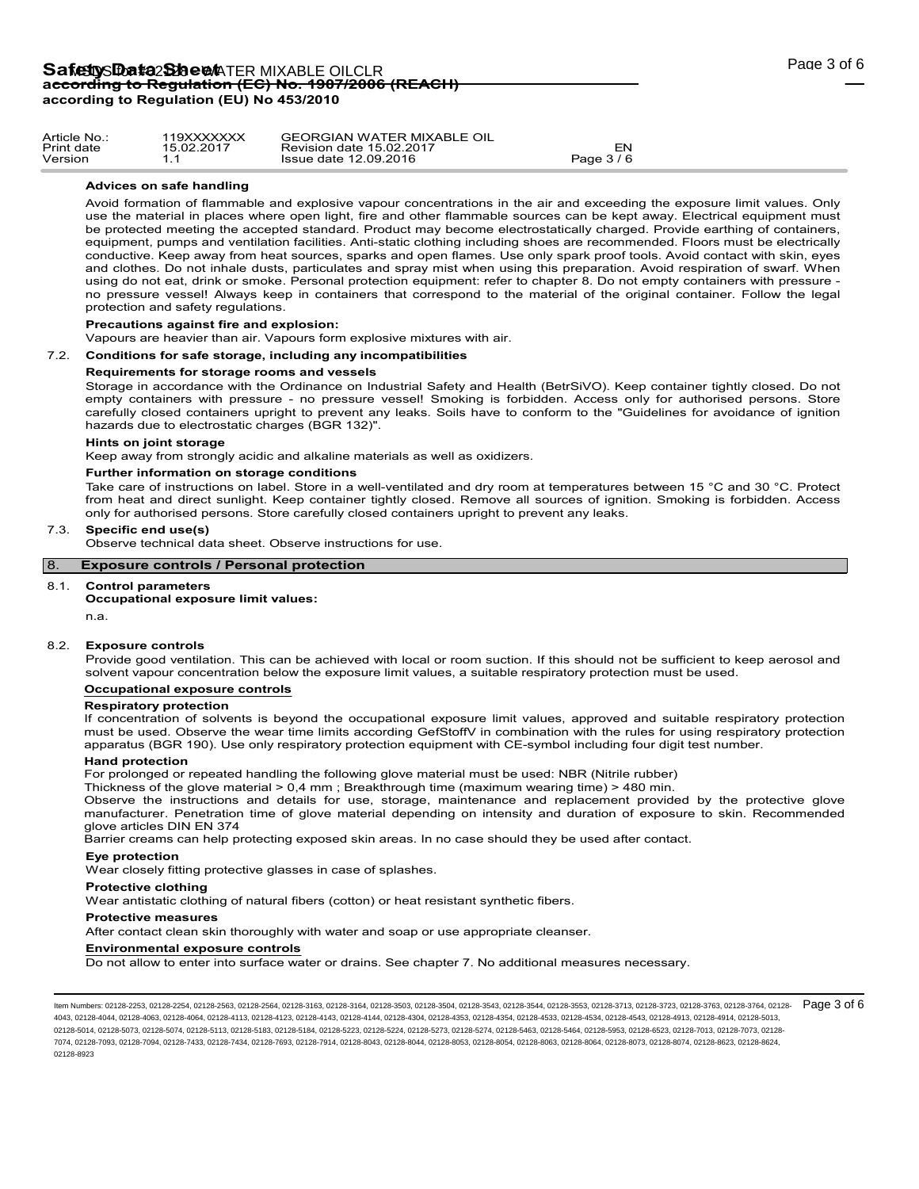**Advices on safe handling**

Avoid formation of flammable and explosive vapour concentrations in the air and exceeding the exposure limit values. Only use the material in places where open light, fire and other flammable sources can be kept away. Electrical equipment must be protected meeting the accepted standard. Product may become electrostatically charged. Provide earthing of containers, equipment, pumps and ventilation facilities. Anti-static clothing including shoes are recommended. Floors must be electrically conductive. Keep away from heat sources, sparks and open flames. Use only spark proof tools. Avoid contact with skin, eyes and clothes. Do not inhale dusts, particulates and spray mist when using this preparation. Avoid respiration of swarf. When using do not eat, drink or smoke. Personal protection equipment: refer to chapter 8. Do not empty containers with pressure - no pressure vessel! Always keep in containers that correspond to the material of the original container. Follow the legal protection and safety regulations.

**Precautions against fire and explosion:**

Vapours are heavier than air. Vapours form explosive mixtures with air.

### 7.2. Conditions for safe storage, including any incompatibilities

**Requirements for storage rooms and vessels**

Storage in accordance with the Ordinance on Industrial Safety and Health (BetrSiVO). Keep container tightly closed. Do not empty containers with pressure - no pressure vessel! Smoking is forbidden. Access only for authorised persons. Store carefully closed containers upright to prevent any leaks. Soils have to conform to the "Guidelines for avoidance of ignition hazards due to electrostatic charges (BGR 132)".

**Hints on joint storage**

Keep away from strongly acidic and alkaline materials as well as oxidizers.

**Further information on storage conditions**

Take care of instructions on label. Store in a well-ventilated and dry room at temperatures between 15 °C and 30 °C. Protect from heat and direct sunlight. Keep container tightly closed. Remove all sources of ignition. Smoking is forbidden. Access only for authorised persons. Store carefully closed containers upright to prevent any leaks.

### 7.3. Specific end use(s)

Observe technical data sheet. Observe instructions for use.

## 8. Exposure controls / Personal protection

### 8.1. Control parameters

**Occupational exposure limit values:**

n.a.

### 8.2. Exposure controls

Provide good ventilation. This can be achieved with local or room suction. If this should not be sufficient to keep aerosol and solvent vapour concentration below the exposure limit values, a suitable respiratory protection must be used.

**Occupational exposure controls**

**Respiratory protection**

If concentration of solvents is beyond the occupational exposure limit values, approved and suitable respiratory protection must be used. Observe the wear time limits according GefStoffV in combination with the rules for using respiratory protection apparatus (BGR 190). Use only respiratory protection equipment with CE-symbol including four digit test number.

**Hand protection**

For prolonged or repeated handling the following glove material must be used: NBR (Nitrile rubber)

Thickness of the glove material > 0,4 mm ; Breakthrough time (maximum wearing time) > 480 min.

Observe the instructions and details for use, storage, maintenance and replacement provided by the protective glove manufacturer. Penetration time of glove material depending on intensity and duration of exposure to skin. Recommended glove articles DIN EN 374

Barrier creams can help protecting exposed skin areas. In no case should they be used after contact.

**Eye protection**

Wear closely fitting protective glasses in case of splashes.

**Protective clothing**

Wear antistatic clothing of natural fibers (cotton) or heat resistant synthetic fibers.

**Protective measures**

After contact clean skin thoroughly with water and soap or use appropriate cleanser.

**Environmental exposure controls**

Do not allow to enter into surface water or drains. See chapter 7. No additional measures necessary.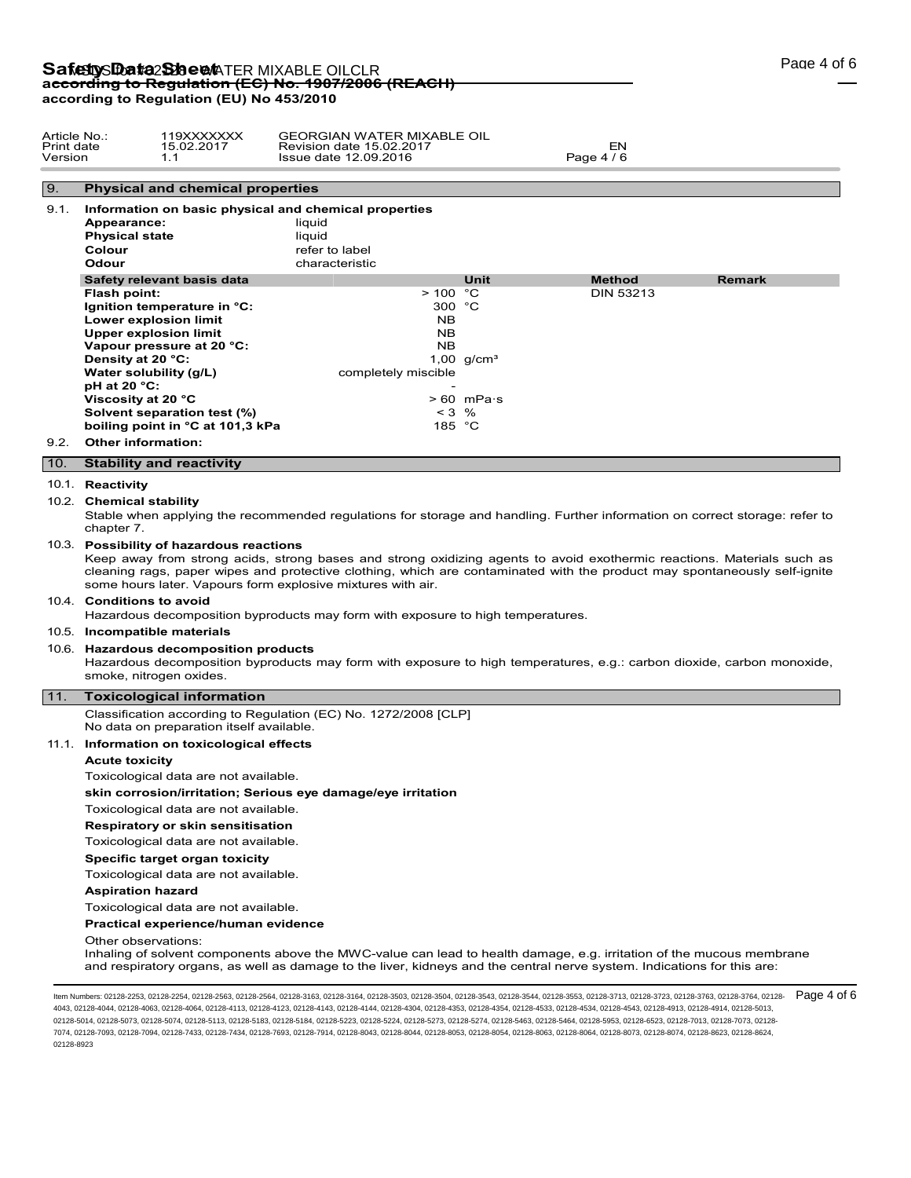| Article No.: | 119XXXXXXX | GEORGIAN WATER MIXABLE OIL | |
|---|---|---|---|
| Print date | 15.02.2017 | Revision date 15.02.2017 | EN |
| Version | 1.1 | Issue date 12.09.2016 | |

## 9. Physical and chemical properties

### 9.1. Information on basic physical and chemical properties

**Appearance:** liquid
**Physical state** liquid
**Colour** refer to label
**Odour** characteristic

| Safety relevant basis data | | Unit | Method | Remark |
|---|---|---|---|---|
| **Flash point:** | > 100 | °C | DIN 53213 | |
| **Ignition temperature in °C:** | 300 | °C | | |
| **Lower explosion limit** | NB | | | |
| **Upper explosion limit** | NB | | | |
| **Vapour pressure at 20 °C:** | NB | | | |
| **Density at 20 °C:** | 1,00 | g/cm³ | | |
| **Water solubility (g/L)** | completely miscible | | | |
| **pH at 20 °C:** | - | | | |
| **Viscosity at 20 °C** | > 60 | mPa·s | | |
| **Solvent separation test (%)** | < 3 | % | | |
| **boiling point in °C at 101,3 kPa** | 185 | °C | | |

### 9.2. Other information:

## 10. Stability and reactivity

### 10.1. Reactivity

### 10.2. Chemical stability

Stable when applying the recommended regulations for storage and handling. Further information on correct storage: refer to chapter 7.

### 10.3. Possibility of hazardous reactions

Keep away from strong acids, strong bases and strong oxidizing agents to avoid exothermic reactions. Materials such as cleaning rags, paper wipes and protective clothing, which are contaminated with the product may spontaneously self-ignite some hours later. Vapours form explosive mixtures with air.

### 10.4. Conditions to avoid

Hazardous decomposition byproducts may form with exposure to high temperatures.

### 10.5. Incompatible materials

### 10.6. Hazardous decomposition products

Hazardous decomposition byproducts may form with exposure to high temperatures, e.g.: carbon dioxide, carbon monoxide, smoke, nitrogen oxides.

## 11. Toxicological information

Classification according to Regulation (EC) No. 1272/2008 [CLP]
No data on preparation itself available.

### 11.1. Information on toxicological effects

**Acute toxicity**

Toxicological data are not available.

**skin corrosion/irritation; Serious eye damage/eye irritation**

Toxicological data are not available.

**Respiratory or skin sensitisation**

Toxicological data are not available.

**Specific target organ toxicity**

Toxicological data are not available.

**Aspiration hazard**

Toxicological data are not available.

**Practical experience/human evidence**

Other observations:
Inhaling of solvent components above the MWC-value can lead to health damage, e.g. irritation of the mucous membrane and respiratory organs, as well as damage to the liver, kidneys and the central nerve system. Indications for this are:

Item Numbers: 02128-2253, 02128-2254, 02128-2563, 02128-2564, 02128-3163, 02128-3164, 02128-3503, 02128-3504, 02128-3543, 02128-3544, 02128-3553, 02128-3713, 02128-3723, 02128-3763, 02128-3764, 02128-4043, 02128-4044, 02128-4063, 02128-4064, 02128-4113, 02128-4123, 02128-4143, 02128-4144, 02128-4304, 02128-4353, 02128-4354, 02128-4533, 02128-4534, 02128-4543, 02128-4913, 02128-4914, 02128-5013, 02128-5014, 02128-5073, 02128-5074, 02128-5113, 02128-5183, 02128-5184, 02128-5223, 02128-5224, 02128-5273, 02128-5274, 02128-5463, 02128-5464, 02128-5953, 02128-6523, 02128-7013, 02128-7073, 02128-7074, 02128-7093, 02128-7094, 02128-7433, 02128-7434, 02128-7693, 02128-7914, 02128-8043, 02128-8044, 02128-8053, 02128-8054, 02128-8063, 02128-8064, 02128-8073, 02128-8074, 02128-8623, 02128-8624, 02128-8923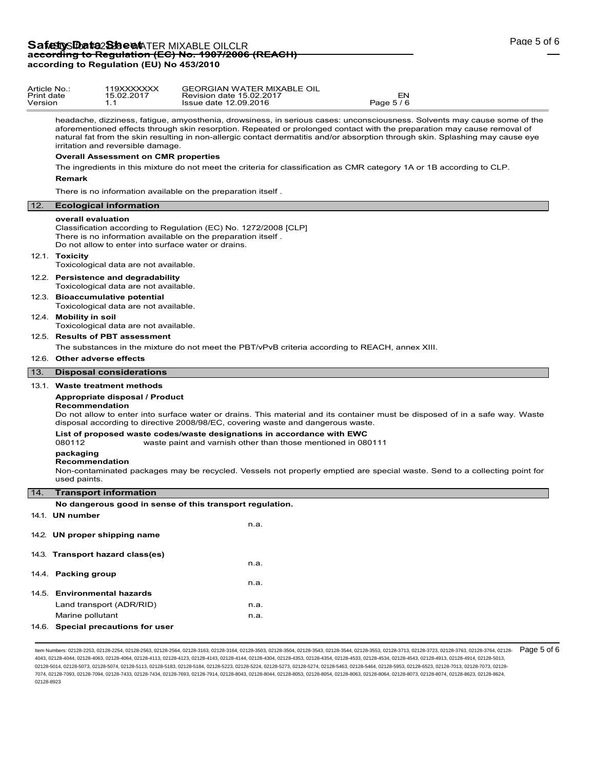headache, dizziness, fatigue, amyosthenia, drowsiness, in serious cases: unconsciousness. Solvents may cause some of the aforementioned effects through skin resorption. Repeated or prolonged contact with the preparation may cause removal of natural fat from the skin resulting in non-allergic contact dermatitis and/or absorption through skin. Splashing may cause eye irritation and reversible damage.

**Overall Assessment on CMR properties**

The ingredients in this mixture do not meet the criteria for classification as CMR category 1A or 1B according to CLP.

**Remark**

There is no information available on the preparation itself .

## 12. Ecological information

**overall evaluation**

Classification according to Regulation (EC) No. 1272/2008 [CLP]
There is no information available on the preparation itself .
Do not allow to enter into surface water or drains.

### 12.1. Toxicity

Toxicological data are not available.

### 12.2. Persistence and degradability

Toxicological data are not available.

### 12.3. Bioaccumulative potential

Toxicological data are not available.

### 12.4. Mobility in soil

Toxicological data are not available.

### 12.5. Results of PBT assessment

The substances in the mixture do not meet the PBT/vPvB criteria according to REACH, annex XIII.

### 12.6. Other adverse effects

## 13. Disposal considerations

### 13.1. Waste treatment methods

**Appropriate disposal / Product**
**Recommendation**

Do not allow to enter into surface water or drains. This material and its container must be disposed of in a safe way. Waste disposal according to directive 2008/98/EC, covering waste and dangerous waste.

**List of proposed waste codes/waste designations in accordance with EWC**

080112 waste paint and varnish other than those mentioned in 080111

**packaging**
**Recommendation**

Non-contaminated packages may be recycled. Vessels not properly emptied are special waste. Send to a collecting point for used paints.

## 14. Transport information

**No dangerous good in sense of this transport regulation.**

| | |
|---|---|
| **14.1. UN number** | n.a. |
| **14.2. UN proper shipping name** | |
| **14.3. Transport hazard class(es)** | n.a. |
| **14.4. Packing group** | n.a. |
| **14.5. Environmental hazards** | |
| Land transport (ADR/RID) | n.a. |
| Marine pollutant | n.a. |

### 14.6. Special precautions for user

Item Numbers: 02128-2253, 02128-2254, 02128-2563, 02128-2564, 02128-3163, 02128-3164, 02128-3503, 02128-3504, 02128-3543, 02128-3544, 02128-3553, 02128-3713, 02128-3723, 02128-3763, 02128-3764, 02128-4043, 02128-4044, 02128-4063, 02128-4064, 02128-4113, 02128-4123, 02128-4143, 02128-4144, 02128-4304, 02128-4353, 02128-4354, 02128-4533, 02128-4534, 02128-4543, 02128-4913, 02128-4914, 02128-5013, 02128-5014, 02128-5073, 02128-5074, 02128-5113, 02128-5183, 02128-5184, 02128-5223, 02128-5224, 02128-5273, 02128-5274, 02128-5463, 02128-5464, 02128-5953, 02128-6523, 02128-7013, 02128-7073, 02128-7074, 02128-7093, 02128-7094, 02128-7433, 02128-7434, 02128-7693, 02128-7914, 02128-8043, 02128-8044, 02128-8053, 02128-8054, 02128-8063, 02128-8064, 02128-8073, 02128-8074, 02128-8623, 02128-8624, 02128-8923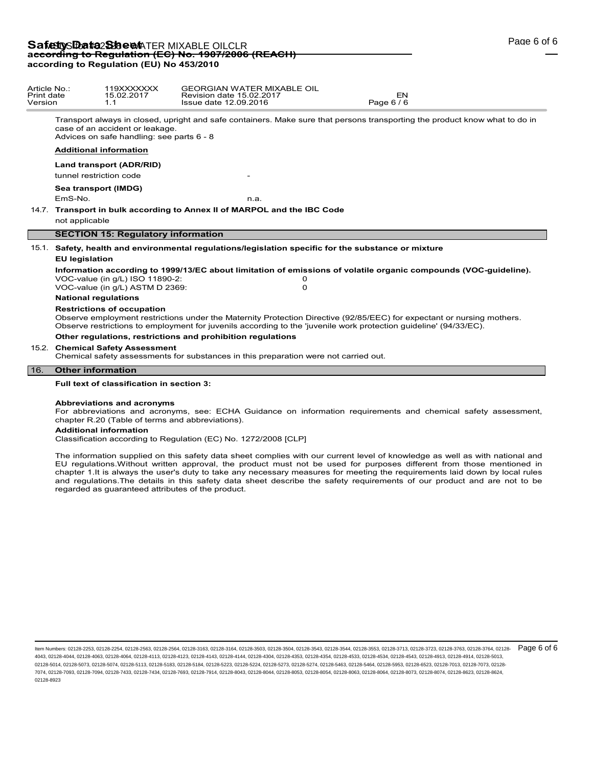Transport always in closed, upright and safe containers. Make sure that persons transporting the product know what to do in case of an accident or leakage.
Advices on safe handling: see parts 6 - 8

**Additional information**

**Land transport (ADR/RID)**

tunnel restriction code -

**Sea transport (IMDG)**

EmS-No. n.a.

**14.7. Transport in bulk according to Annex II of MARPOL and the IBC Code**

not applicable

## SECTION 15: Regulatory information

**15.1. Safety, health and environmental regulations/legislation specific for the substance or mixture**

**EU legislation**

**Information according to 1999/13/EC about limitation of emissions of volatile organic compounds (VOC-guideline).**

VOC-value (in g/L) ISO 11890-2: 0
VOC-value (in g/L) ASTM D 2369: 0

**National regulations**

**Restrictions of occupation**

Observe employment restrictions under the Maternity Protection Directive (92/85/EEC) for expectant or nursing mothers.
Observe restrictions to employment for juvenils according to the 'juvenile work protection guideline' (94/33/EC).

**Other regulations, restrictions and prohibition regulations**

**15.2. Chemical Safety Assessment**

Chemical safety assessments for substances in this preparation were not carried out.

## 16. Other information

**Full text of classification in section 3:**

**Abbreviations and acronyms**

For abbreviations and acronyms, see: ECHA Guidance on information requirements and chemical safety assessment, chapter R.20 (Table of terms and abbreviations).

**Additional information**

Classification according to Regulation (EC) No. 1272/2008 [CLP]

The information supplied on this safety data sheet complies with our current level of knowledge as well as with national and EU regulations.Without written approval, the product must not be used for purposes different from those mentioned in chapter 1.It is always the user's duty to take any necessary measures for meeting the requirements laid down by local rules and regulations.The details in this safety data sheet describe the safety requirements of our product and are not to be regarded as guaranteed attributes of the product.